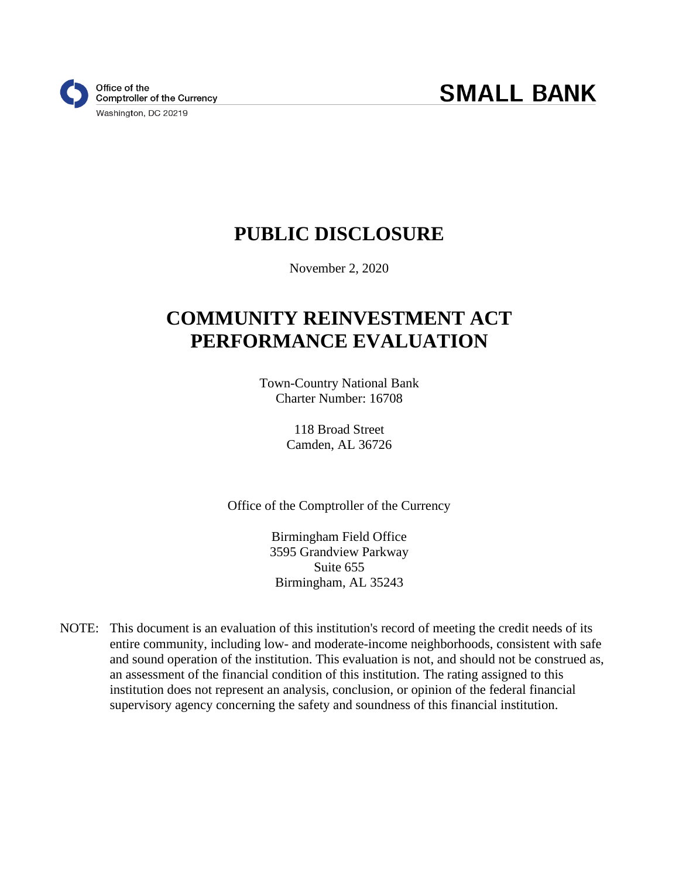Office of the
Comptroller of the Currency
Washington, DC 20219

**SMALL BANK**

# PUBLIC DISCLOSURE

November 2, 2020

# COMMUNITY REINVESTMENT ACT PERFORMANCE EVALUATION

Town-Country National Bank
Charter Number: 16708

118 Broad Street
Camden, AL 36726

Office of the Comptroller of the Currency

Birmingham Field Office
3595 Grandview Parkway
Suite 655
Birmingham, AL 35243

NOTE: This document is an evaluation of this institution's record of meeting the credit needs of its entire community, including low- and moderate-income neighborhoods, consistent with safe and sound operation of the institution. This evaluation is not, and should not be construed as, an assessment of the financial condition of this institution. The rating assigned to this institution does not represent an analysis, conclusion, or opinion of the federal financial supervisory agency concerning the safety and soundness of this financial institution.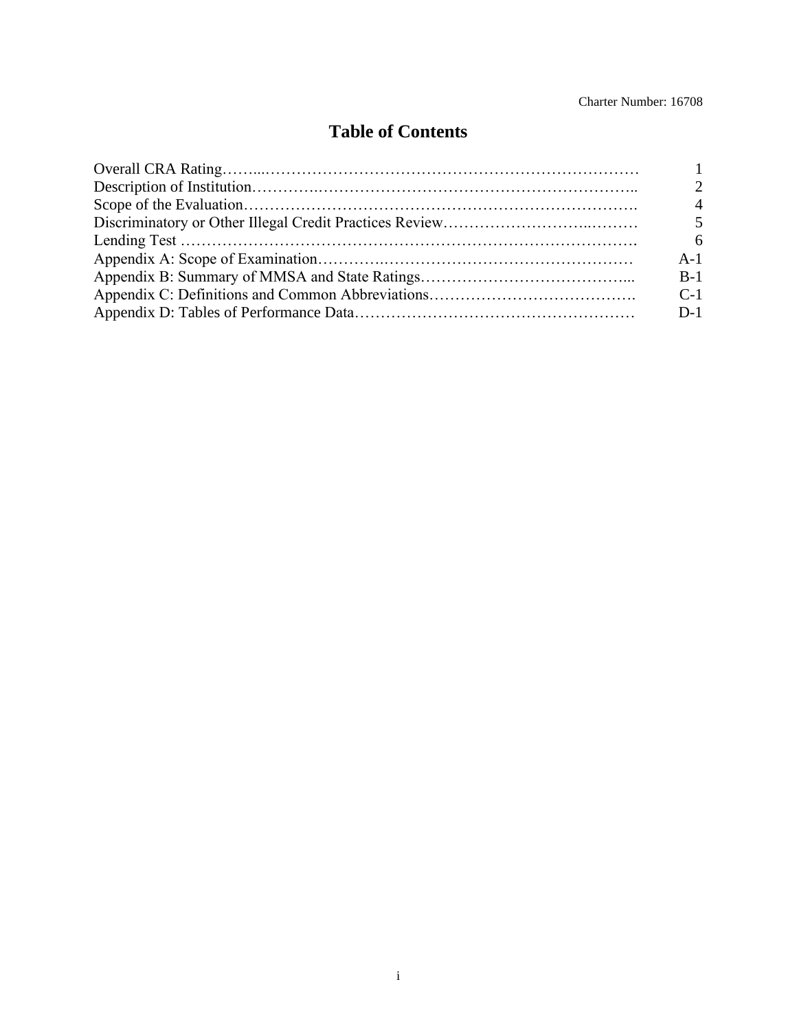Charter Number: 16708

# Table of Contents

| | |
|---|---|
| Overall CRA Rating | 1 |
| Description of Institution | 2 |
| Scope of the Evaluation | 4 |
| Discriminatory or Other Illegal Credit Practices Review | 5 |
| Lending Test | 6 |
| Appendix A: Scope of Examination | A-1 |
| Appendix B: Summary of MMSA and State Ratings | B-1 |
| Appendix C: Definitions and Common Abbreviations | C-1 |
| Appendix D: Tables of Performance Data | D-1 |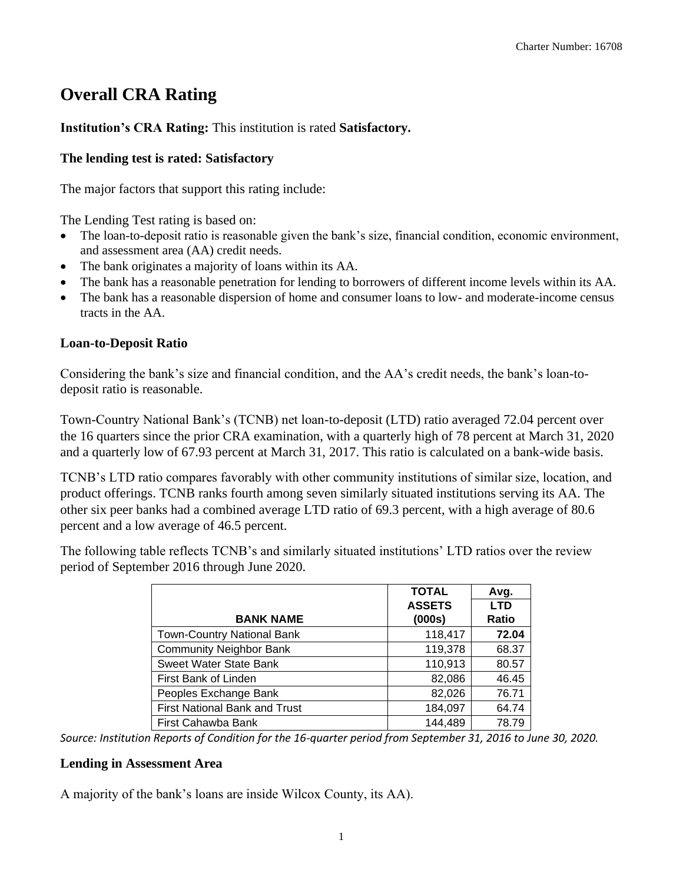# Overall CRA Rating

**Institution's CRA Rating:** This institution is rated **Satisfactory.**

**The lending test is rated: Satisfactory**

The major factors that support this rating include:

The Lending Test rating is based on:

- The loan-to-deposit ratio is reasonable given the bank's size, financial condition, economic environment, and assessment area (AA) credit needs.
- The bank originates a majority of loans within its AA.
- The bank has a reasonable penetration for lending to borrowers of different income levels within its AA.
- The bank has a reasonable dispersion of home and consumer loans to low- and moderate-income census tracts in the AA.

### Loan-to-Deposit Ratio

Considering the bank's size and financial condition, and the AA's credit needs, the bank's loan-to-deposit ratio is reasonable.

Town-Country National Bank's (TCNB) net loan-to-deposit (LTD) ratio averaged 72.04 percent over the 16 quarters since the prior CRA examination, with a quarterly high of 78 percent at March 31, 2020 and a quarterly low of 67.93 percent at March 31, 2017. This ratio is calculated on a bank-wide basis.

TCNB's LTD ratio compares favorably with other community institutions of similar size, location, and product offerings. TCNB ranks fourth among seven similarly situated institutions serving its AA. The other six peer banks had a combined average LTD ratio of 69.3 percent, with a high average of 80.6 percent and a low average of 46.5 percent.

The following table reflects TCNB's and similarly situated institutions' LTD ratios over the review period of September 2016 through June 2020.

| BANK NAME | TOTAL ASSETS (000s) | Avg. LTD Ratio |
|---|---|---|
| Town-Country National Bank | 118,417 | **72.04** |
| Community Neighbor Bank | 119,378 | 68.37 |
| Sweet Water State Bank | 110,913 | 80.57 |
| First Bank of Linden | 82,086 | 46.45 |
| Peoples Exchange Bank | 82,026 | 76.71 |
| First National Bank and Trust | 184,097 | 64.74 |
| First Cahawba Bank | 144,489 | 78.79 |

*Source: Institution Reports of Condition for the 16-quarter period from September 31, 2016 to June 30, 2020.*

### Lending in Assessment Area

A majority of the bank's loans are inside Wilcox County, its AA).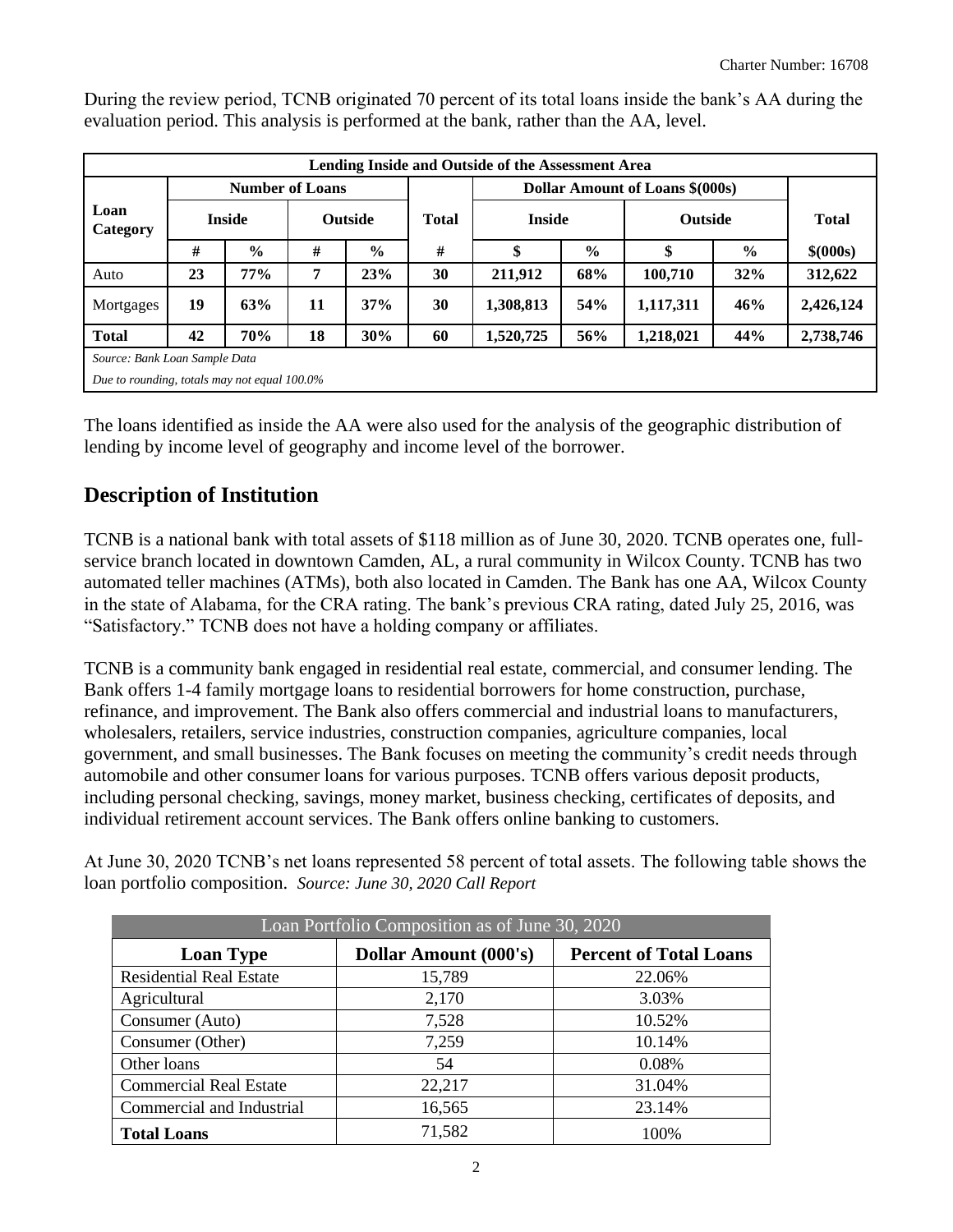During the review period, TCNB originated 70 percent of its total loans inside the bank's AA during the evaluation period. This analysis is performed at the bank, rather than the AA, level.

| Lending Inside and Outside of the Assessment Area | | | | | | | | | | |
|---|---|---|---|---|---|---|---|---|---|---|
| Loan Category | Number of Loans | | | | | Dollar Amount of Loans $(000s) | | | | |
| | Inside | | Outside | | Total | Inside | | Outside | | Total |
| | # | % | # | % | # | $ | % | $ | % | $(000s) |
| Auto | **23** | **77%** | **7** | **23%** | **30** | **211,912** | **68%** | **100,710** | **32%** | **312,622** |
| Mortgages | **19** | **63%** | **11** | **37%** | **30** | **1,308,813** | **54%** | **1,117,311** | **46%** | **2,426,124** |
| **Total** | **42** | **70%** | **18** | **30%** | **60** | **1,520,725** | **56%** | **1,218,021** | **44%** | **2,738,746** |

*Source: Bank Loan Sample Data*

*Due to rounding, totals may not equal 100.0%*

The loans identified as inside the AA were also used for the analysis of the geographic distribution of lending by income level of geography and income level of the borrower.

## Description of Institution

TCNB is a national bank with total assets of $118 million as of June 30, 2020. TCNB operates one, full-service branch located in downtown Camden, AL, a rural community in Wilcox County. TCNB has two automated teller machines (ATMs), both also located in Camden. The Bank has one AA, Wilcox County in the state of Alabama, for the CRA rating. The bank's previous CRA rating, dated July 25, 2016, was "Satisfactory." TCNB does not have a holding company or affiliates.

TCNB is a community bank engaged in residential real estate, commercial, and consumer lending. The Bank offers 1-4 family mortgage loans to residential borrowers for home construction, purchase, refinance, and improvement. The Bank also offers commercial and industrial loans to manufacturers, wholesalers, retailers, service industries, construction companies, agriculture companies, local government, and small businesses. The Bank focuses on meeting the community's credit needs through automobile and other consumer loans for various purposes. TCNB offers various deposit products, including personal checking, savings, money market, business checking, certificates of deposits, and individual retirement account services. The Bank offers online banking to customers.

At June 30, 2020 TCNB's net loans represented 58 percent of total assets. The following table shows the loan portfolio composition. *Source: June 30, 2020 Call Report*

| Loan Portfolio Composition as of June 30, 2020 | | |
|---|---|---|
| **Loan Type** | **Dollar Amount (000's)** | **Percent of Total Loans** |
| Residential Real Estate | 15,789 | 22.06% |
| Agricultural | 2,170 | 3.03% |
| Consumer (Auto) | 7,528 | 10.52% |
| Consumer (Other) | 7,259 | 10.14% |
| Other loans | 54 | 0.08% |
| Commercial Real Estate | 22,217 | 31.04% |
| Commercial and Industrial | 16,565 | 23.14% |
| **Total Loans** | 71,582 | 100% |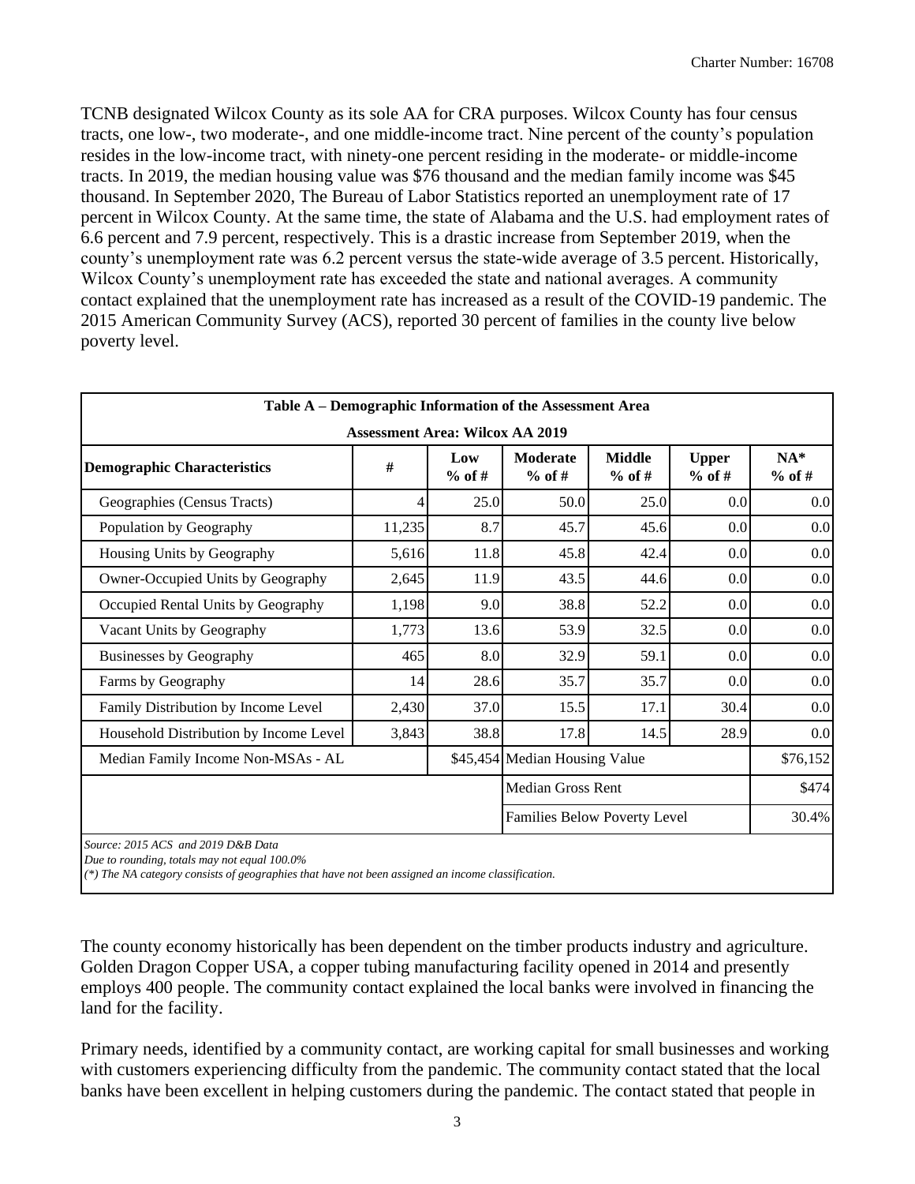TCNB designated Wilcox County as its sole AA for CRA purposes. Wilcox County has four census tracts, one low-, two moderate-, and one middle-income tract. Nine percent of the county's population resides in the low-income tract, with ninety-one percent residing in the moderate- or middle-income tracts. In 2019, the median housing value was $76 thousand and the median family income was $45 thousand. In September 2020, The Bureau of Labor Statistics reported an unemployment rate of 17 percent in Wilcox County. At the same time, the state of Alabama and the U.S. had employment rates of 6.6 percent and 7.9 percent, respectively. This is a drastic increase from September 2019, when the county's unemployment rate was 6.2 percent versus the state-wide average of 3.5 percent. Historically, Wilcox County's unemployment rate has exceeded the state and national averages. A community contact explained that the unemployment rate has increased as a result of the COVID-19 pandemic. The 2015 American Community Survey (ACS), reported 30 percent of families in the county live below poverty level.

| Table A – Demographic Information of the Assessment Area | | | | | | |
|---|---|---|---|---|---|---|
| Assessment Area: Wilcox AA 2019 | | | | | | |
| **Demographic Characteristics** | **#** | **Low % of #** | **Moderate % of #** | **Middle % of #** | **Upper % of #** | **NA* % of #** |
| Geographies (Census Tracts) | 4 | 25.0 | 50.0 | 25.0 | 0.0 | 0.0 |
| Population by Geography | 11,235 | 8.7 | 45.7 | 45.6 | 0.0 | 0.0 |
| Housing Units by Geography | 5,616 | 11.8 | 45.8 | 42.4 | 0.0 | 0.0 |
| Owner-Occupied Units by Geography | 2,645 | 11.9 | 43.5 | 44.6 | 0.0 | 0.0 |
| Occupied Rental Units by Geography | 1,198 | 9.0 | 38.8 | 52.2 | 0.0 | 0.0 |
| Vacant Units by Geography | 1,773 | 13.6 | 53.9 | 32.5 | 0.0 | 0.0 |
| Businesses by Geography | 465 | 8.0 | 32.9 | 59.1 | 0.0 | 0.0 |
| Farms by Geography | 14 | 28.6 | 35.7 | 35.7 | 0.0 | 0.0 |
| Family Distribution by Income Level | 2,430 | 37.0 | 15.5 | 17.1 | 30.4 | 0.0 |
| Household Distribution by Income Level | 3,843 | 38.8 | 17.8 | 14.5 | 28.9 | 0.0 |
| Median Family Income Non-MSAs - AL | | $45,454 | Median Housing Value | | | $76,152 |
| | | | Median Gross Rent | | | $474 |
| | | | Families Below Poverty Level | | | 30.4% |

*Source: 2015 ACS and 2019 D&B Data*
*Due to rounding, totals may not equal 100.0%*
*(\*) The NA category consists of geographies that have not been assigned an income classification.*

The county economy historically has been dependent on the timber products industry and agriculture. Golden Dragon Copper USA, a copper tubing manufacturing facility opened in 2014 and presently employs 400 people. The community contact explained the local banks were involved in financing the land for the facility.

Primary needs, identified by a community contact, are working capital for small businesses and working with customers experiencing difficulty from the pandemic. The community contact stated that the local banks have been excellent in helping customers during the pandemic. The contact stated that people in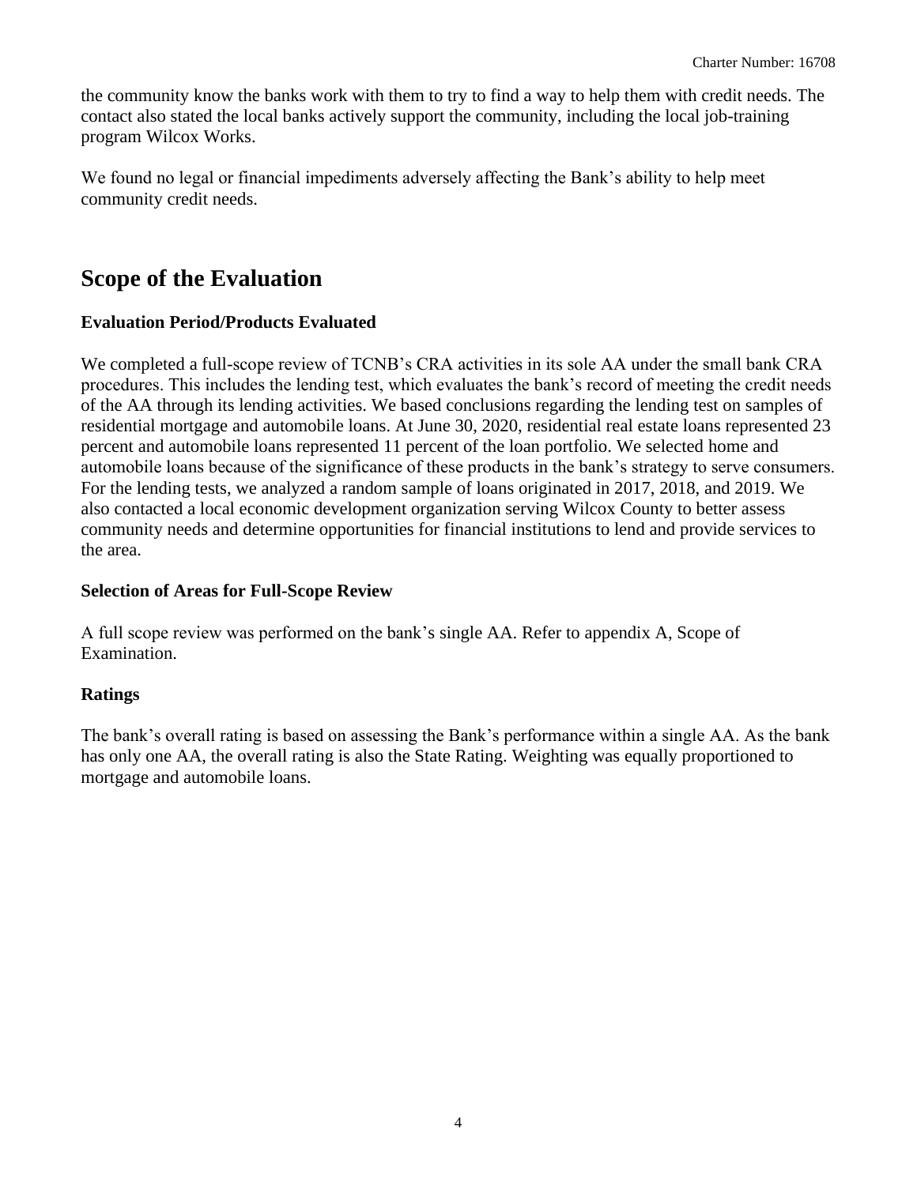the community know the banks work with them to try to find a way to help them with credit needs. The contact also stated the local banks actively support the community, including the local job-training program Wilcox Works.

We found no legal or financial impediments adversely affecting the Bank's ability to help meet community credit needs.

# Scope of the Evaluation

### Evaluation Period/Products Evaluated

We completed a full-scope review of TCNB's CRA activities in its sole AA under the small bank CRA procedures. This includes the lending test, which evaluates the bank's record of meeting the credit needs of the AA through its lending activities. We based conclusions regarding the lending test on samples of residential mortgage and automobile loans. At June 30, 2020, residential real estate loans represented 23 percent and automobile loans represented 11 percent of the loan portfolio. We selected home and automobile loans because of the significance of these products in the bank's strategy to serve consumers. For the lending tests, we analyzed a random sample of loans originated in 2017, 2018, and 2019. We also contacted a local economic development organization serving Wilcox County to better assess community needs and determine opportunities for financial institutions to lend and provide services to the area.

### Selection of Areas for Full-Scope Review

A full scope review was performed on the bank's single AA. Refer to appendix A, Scope of Examination.

### Ratings

The bank's overall rating is based on assessing the Bank's performance within a single AA. As the bank has only one AA, the overall rating is also the State Rating. Weighting was equally proportioned to mortgage and automobile loans.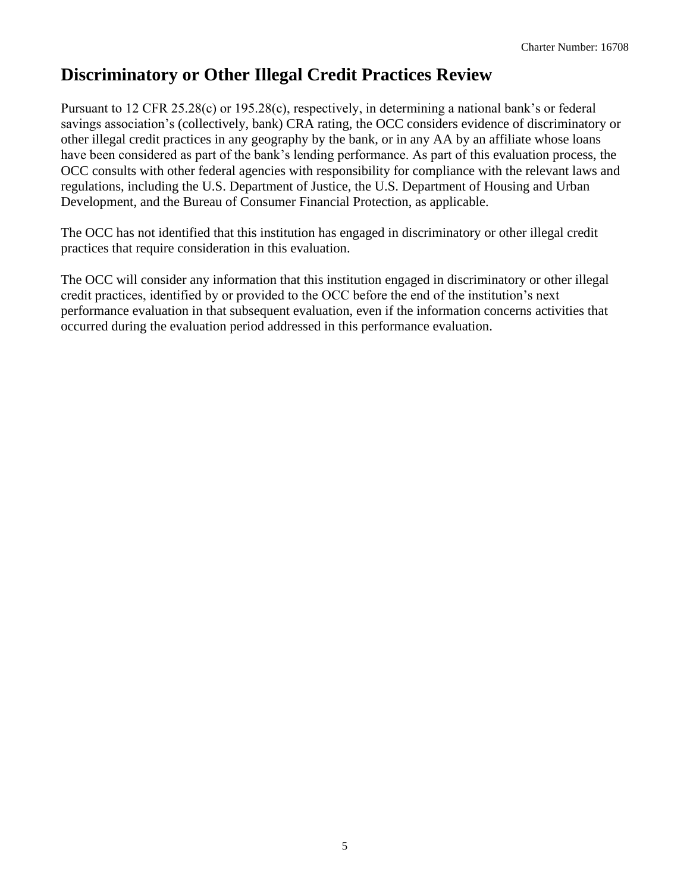# Discriminatory or Other Illegal Credit Practices Review

Pursuant to 12 CFR 25.28(c) or 195.28(c), respectively, in determining a national bank's or federal savings association's (collectively, bank) CRA rating, the OCC considers evidence of discriminatory or other illegal credit practices in any geography by the bank, or in any AA by an affiliate whose loans have been considered as part of the bank's lending performance. As part of this evaluation process, the OCC consults with other federal agencies with responsibility for compliance with the relevant laws and regulations, including the U.S. Department of Justice, the U.S. Department of Housing and Urban Development, and the Bureau of Consumer Financial Protection, as applicable.

The OCC has not identified that this institution has engaged in discriminatory or other illegal credit practices that require consideration in this evaluation.

The OCC will consider any information that this institution engaged in discriminatory or other illegal credit practices, identified by or provided to the OCC before the end of the institution's next performance evaluation in that subsequent evaluation, even if the information concerns activities that occurred during the evaluation period addressed in this performance evaluation.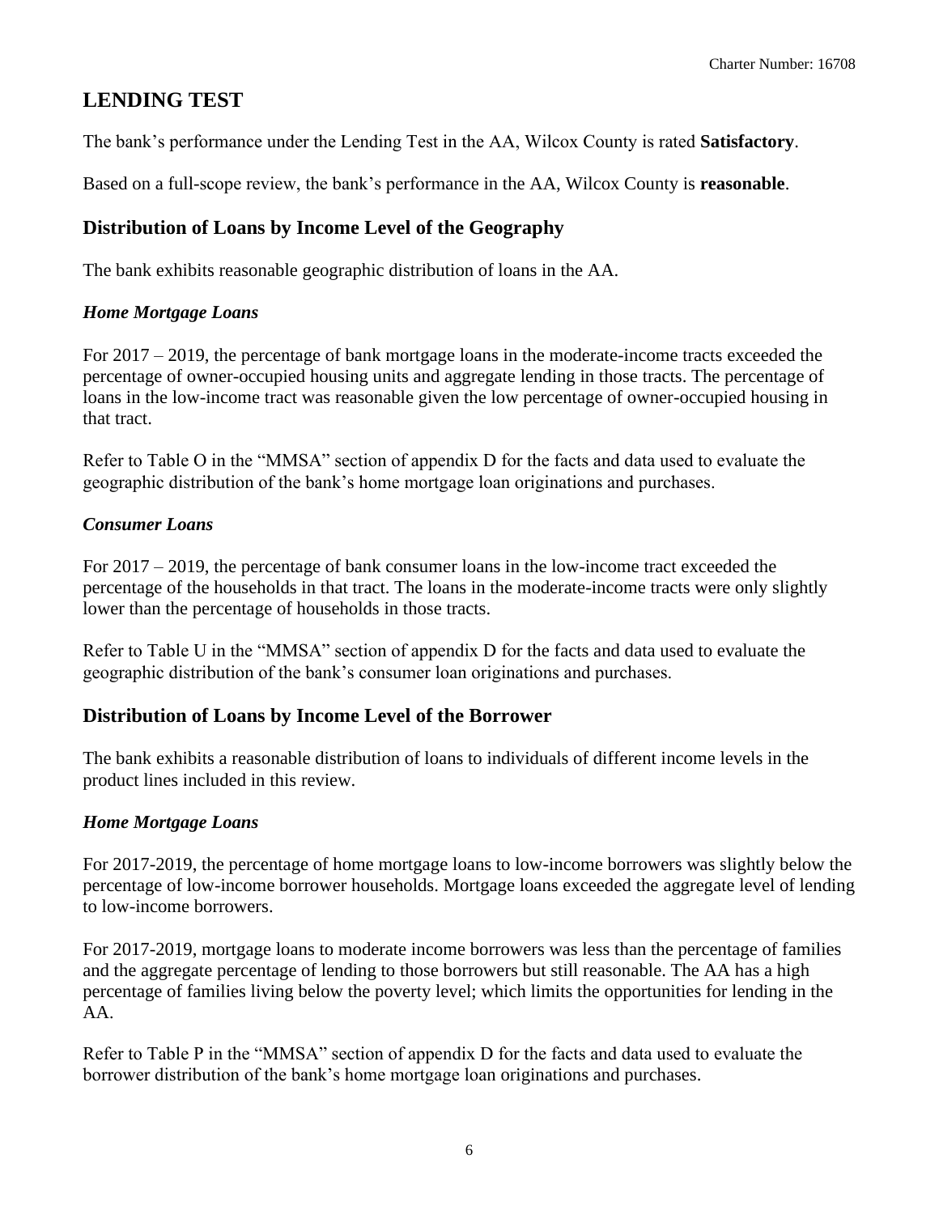## LENDING TEST

The bank's performance under the Lending Test in the AA, Wilcox County is rated **Satisfactory**.

Based on a full-scope review, the bank's performance in the AA, Wilcox County is **reasonable**.

### Distribution of Loans by Income Level of the Geography

The bank exhibits reasonable geographic distribution of loans in the AA.

#### *Home Mortgage Loans*

For 2017 – 2019, the percentage of bank mortgage loans in the moderate-income tracts exceeded the percentage of owner-occupied housing units and aggregate lending in those tracts. The percentage of loans in the low-income tract was reasonable given the low percentage of owner-occupied housing in that tract.

Refer to Table O in the "MMSA" section of appendix D for the facts and data used to evaluate the geographic distribution of the bank's home mortgage loan originations and purchases.

#### *Consumer Loans*

For 2017 – 2019, the percentage of bank consumer loans in the low-income tract exceeded the percentage of the households in that tract. The loans in the moderate-income tracts were only slightly lower than the percentage of households in those tracts.

Refer to Table U in the "MMSA" section of appendix D for the facts and data used to evaluate the geographic distribution of the bank's consumer loan originations and purchases.

### Distribution of Loans by Income Level of the Borrower

The bank exhibits a reasonable distribution of loans to individuals of different income levels in the product lines included in this review.

#### *Home Mortgage Loans*

For 2017-2019, the percentage of home mortgage loans to low-income borrowers was slightly below the percentage of low-income borrower households. Mortgage loans exceeded the aggregate level of lending to low-income borrowers.

For 2017-2019, mortgage loans to moderate income borrowers was less than the percentage of families and the aggregate percentage of lending to those borrowers but still reasonable. The AA has a high percentage of families living below the poverty level; which limits the opportunities for lending in the AA.

Refer to Table P in the "MMSA" section of appendix D for the facts and data used to evaluate the borrower distribution of the bank's home mortgage loan originations and purchases.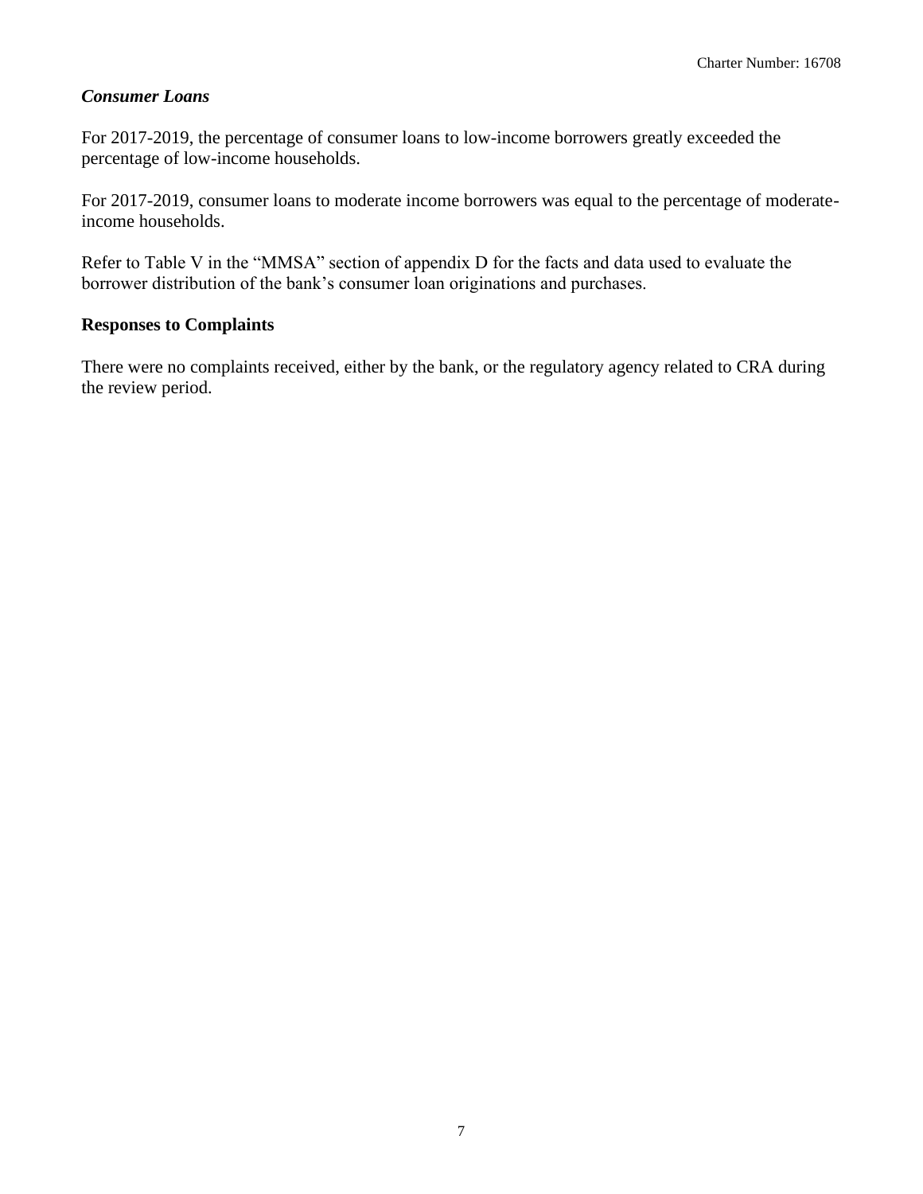### *Consumer Loans*

For 2017-2019, the percentage of consumer loans to low-income borrowers greatly exceeded the percentage of low-income households.

For 2017-2019, consumer loans to moderate income borrowers was equal to the percentage of moderate-income households.

Refer to Table V in the "MMSA" section of appendix D for the facts and data used to evaluate the borrower distribution of the bank's consumer loan originations and purchases.

### Responses to Complaints

There were no complaints received, either by the bank, or the regulatory agency related to CRA during the review period.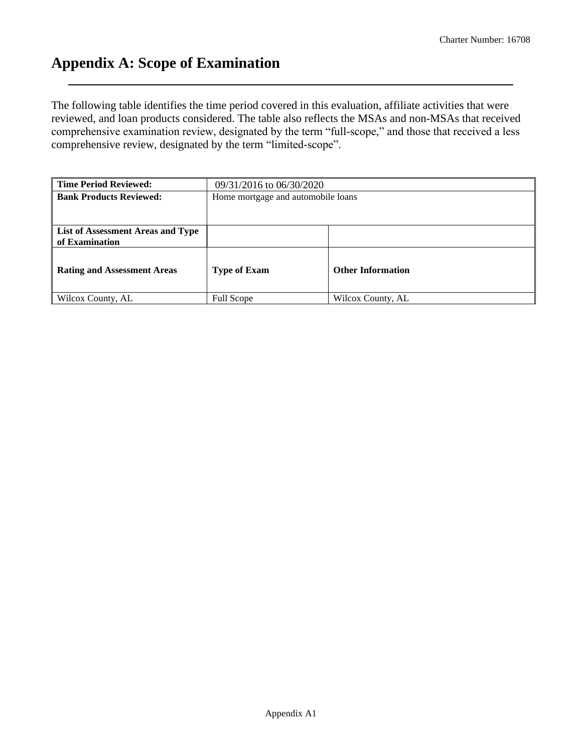# Appendix A: Scope of Examination

The following table identifies the time period covered in this evaluation, affiliate activities that were reviewed, and loan products considered. The table also reflects the MSAs and non-MSAs that received comprehensive examination review, designated by the term "full-scope," and those that received a less comprehensive review, designated by the term "limited-scope".

| **Time Period Reviewed:** | 09/31/2016 to 06/30/2020 | |
|---|---|---|
| **Bank Products Reviewed:** | Home mortgage and automobile loans | |
| **List of Assessment Areas and Type of Examination** | | |
| **Rating and Assessment Areas** | **Type of Exam** | **Other Information** |
| Wilcox County, AL | Full Scope | Wilcox County, AL |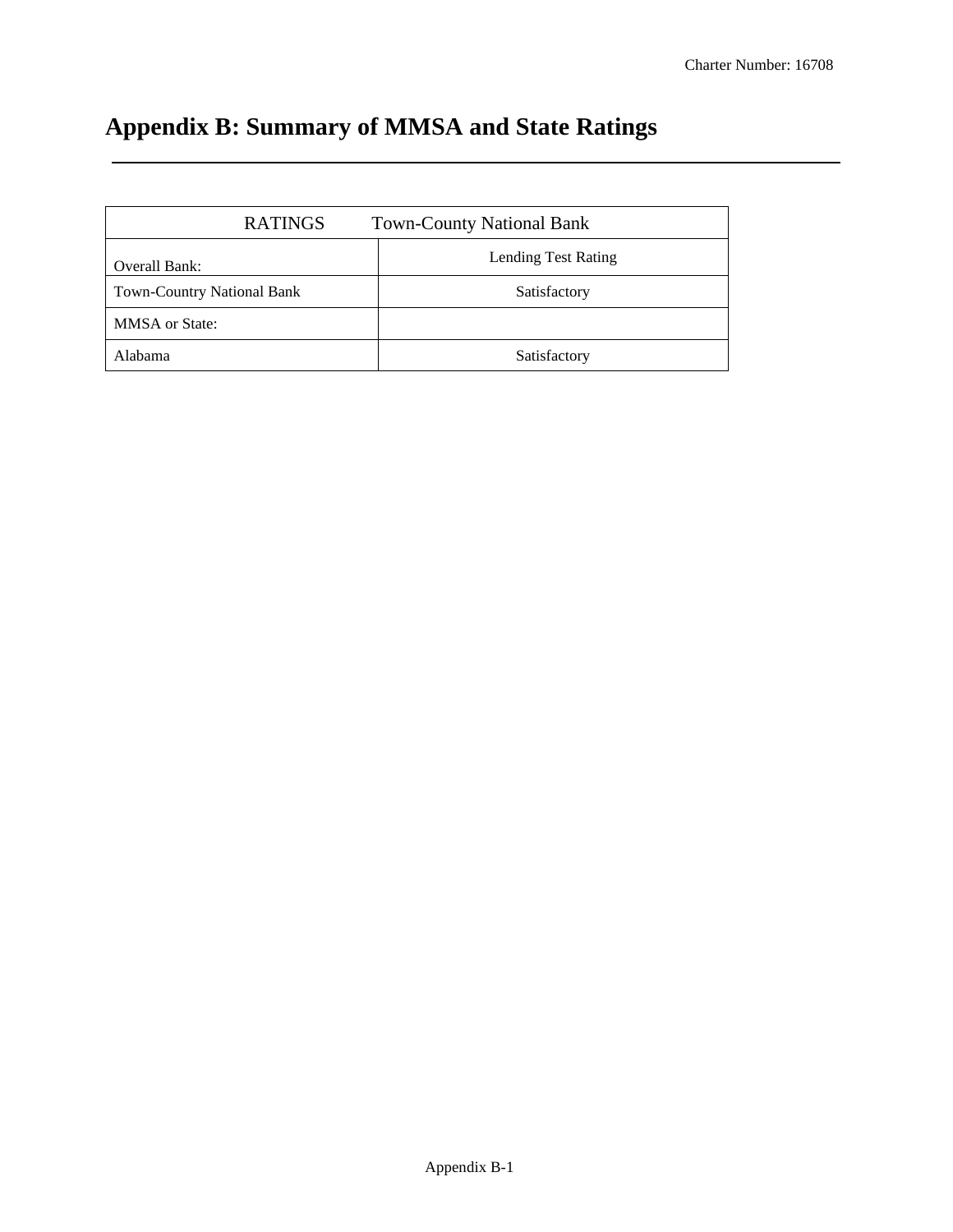# Appendix B: Summary of MMSA and State Ratings

| RATINGS Town-County National Bank | |
|---|---|
| Overall Bank: | Lending Test Rating |
| Town-Country National Bank | Satisfactory |
| MMSA or State: | |
| Alabama | Satisfactory |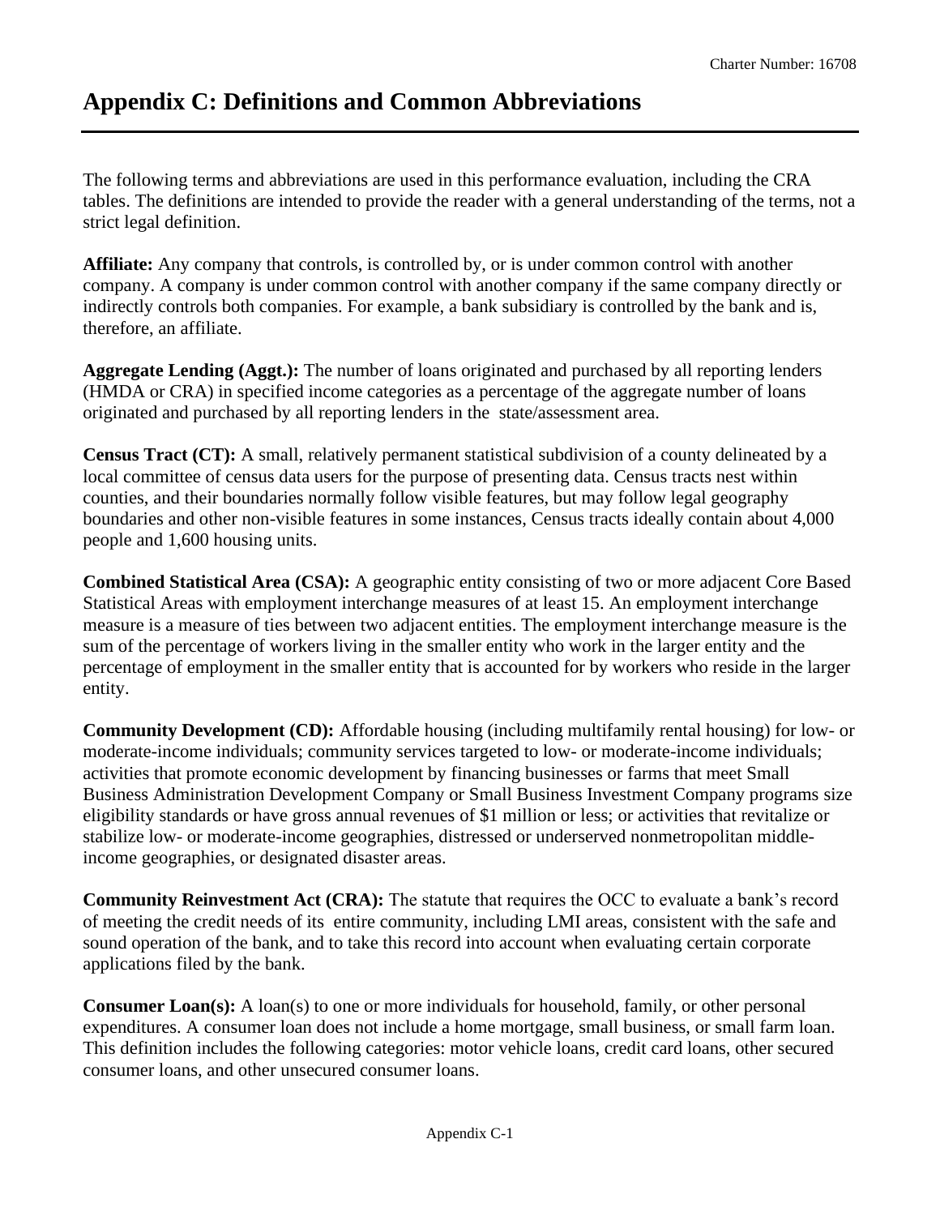# Appendix C: Definitions and Common Abbreviations

The following terms and abbreviations are used in this performance evaluation, including the CRA tables. The definitions are intended to provide the reader with a general understanding of the terms, not a strict legal definition.

**Affiliate:** Any company that controls, is controlled by, or is under common control with another company. A company is under common control with another company if the same company directly or indirectly controls both companies. For example, a bank subsidiary is controlled by the bank and is, therefore, an affiliate.

**Aggregate Lending (Aggt.):** The number of loans originated and purchased by all reporting lenders (HMDA or CRA) in specified income categories as a percentage of the aggregate number of loans originated and purchased by all reporting lenders in the state/assessment area.

**Census Tract (CT):** A small, relatively permanent statistical subdivision of a county delineated by a local committee of census data users for the purpose of presenting data. Census tracts nest within counties, and their boundaries normally follow visible features, but may follow legal geography boundaries and other non-visible features in some instances, Census tracts ideally contain about 4,000 people and 1,600 housing units.

**Combined Statistical Area (CSA):** A geographic entity consisting of two or more adjacent Core Based Statistical Areas with employment interchange measures of at least 15. An employment interchange measure is a measure of ties between two adjacent entities. The employment interchange measure is the sum of the percentage of workers living in the smaller entity who work in the larger entity and the percentage of employment in the smaller entity that is accounted for by workers who reside in the larger entity.

**Community Development (CD):** Affordable housing (including multifamily rental housing) for low- or moderate-income individuals; community services targeted to low- or moderate-income individuals; activities that promote economic development by financing businesses or farms that meet Small Business Administration Development Company or Small Business Investment Company programs size eligibility standards or have gross annual revenues of $1 million or less; or activities that revitalize or stabilize low- or moderate-income geographies, distressed or underserved nonmetropolitan middle-income geographies, or designated disaster areas.

**Community Reinvestment Act (CRA):** The statute that requires the OCC to evaluate a bank's record of meeting the credit needs of its entire community, including LMI areas, consistent with the safe and sound operation of the bank, and to take this record into account when evaluating certain corporate applications filed by the bank.

**Consumer Loan(s):** A loan(s) to one or more individuals for household, family, or other personal expenditures. A consumer loan does not include a home mortgage, small business, or small farm loan. This definition includes the following categories: motor vehicle loans, credit card loans, other secured consumer loans, and other unsecured consumer loans.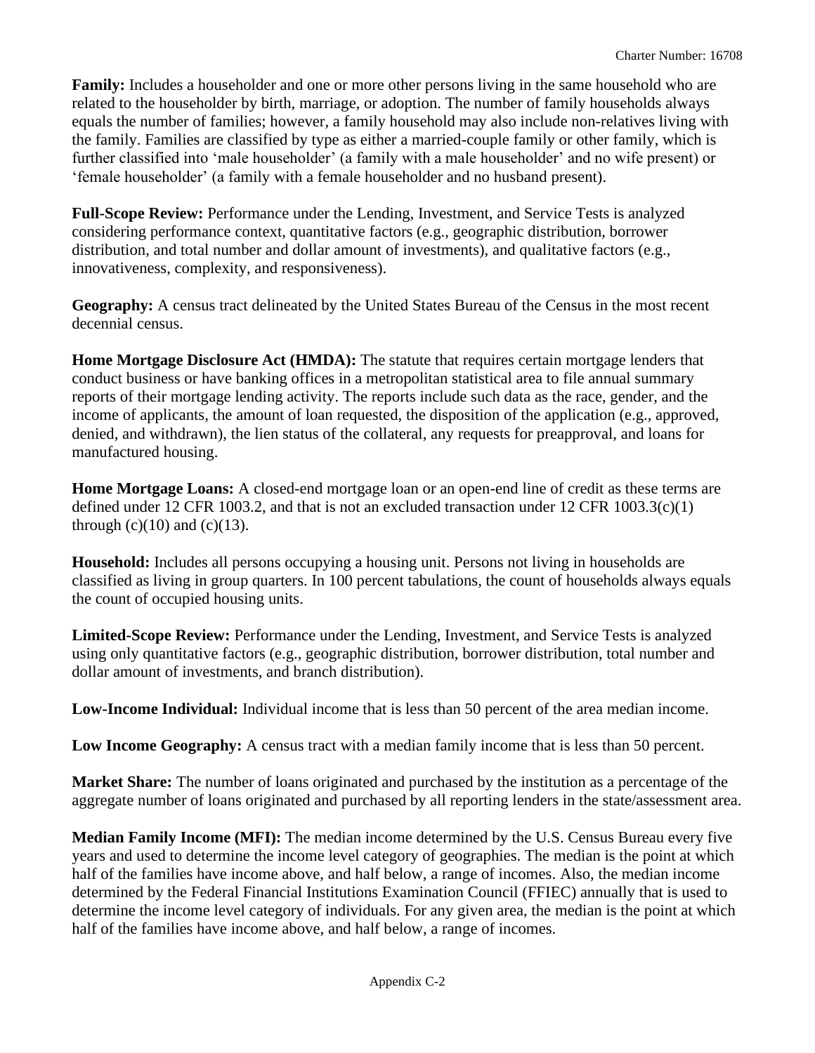**Family:** Includes a householder and one or more other persons living in the same household who are related to the householder by birth, marriage, or adoption. The number of family households always equals the number of families; however, a family household may also include non-relatives living with the family. Families are classified by type as either a married-couple family or other family, which is further classified into 'male householder' (a family with a male householder' and no wife present) or 'female householder' (a family with a female householder and no husband present).

**Full-Scope Review:** Performance under the Lending, Investment, and Service Tests is analyzed considering performance context, quantitative factors (e.g., geographic distribution, borrower distribution, and total number and dollar amount of investments), and qualitative factors (e.g., innovativeness, complexity, and responsiveness).

**Geography:** A census tract delineated by the United States Bureau of the Census in the most recent decennial census.

**Home Mortgage Disclosure Act (HMDA):** The statute that requires certain mortgage lenders that conduct business or have banking offices in a metropolitan statistical area to file annual summary reports of their mortgage lending activity. The reports include such data as the race, gender, and the income of applicants, the amount of loan requested, the disposition of the application (e.g., approved, denied, and withdrawn), the lien status of the collateral, any requests for preapproval, and loans for manufactured housing.

**Home Mortgage Loans:** A closed-end mortgage loan or an open-end line of credit as these terms are defined under 12 CFR 1003.2, and that is not an excluded transaction under 12 CFR 1003.3(c)(1) through (c)(10) and (c)(13).

**Household:** Includes all persons occupying a housing unit. Persons not living in households are classified as living in group quarters. In 100 percent tabulations, the count of households always equals the count of occupied housing units.

**Limited-Scope Review:** Performance under the Lending, Investment, and Service Tests is analyzed using only quantitative factors (e.g., geographic distribution, borrower distribution, total number and dollar amount of investments, and branch distribution).

**Low-Income Individual:** Individual income that is less than 50 percent of the area median income.

**Low Income Geography:** A census tract with a median family income that is less than 50 percent.

**Market Share:** The number of loans originated and purchased by the institution as a percentage of the aggregate number of loans originated and purchased by all reporting lenders in the state/assessment area.

**Median Family Income (MFI):** The median income determined by the U.S. Census Bureau every five years and used to determine the income level category of geographies. The median is the point at which half of the families have income above, and half below, a range of incomes. Also, the median income determined by the Federal Financial Institutions Examination Council (FFIEC) annually that is used to determine the income level category of individuals. For any given area, the median is the point at which half of the families have income above, and half below, a range of incomes.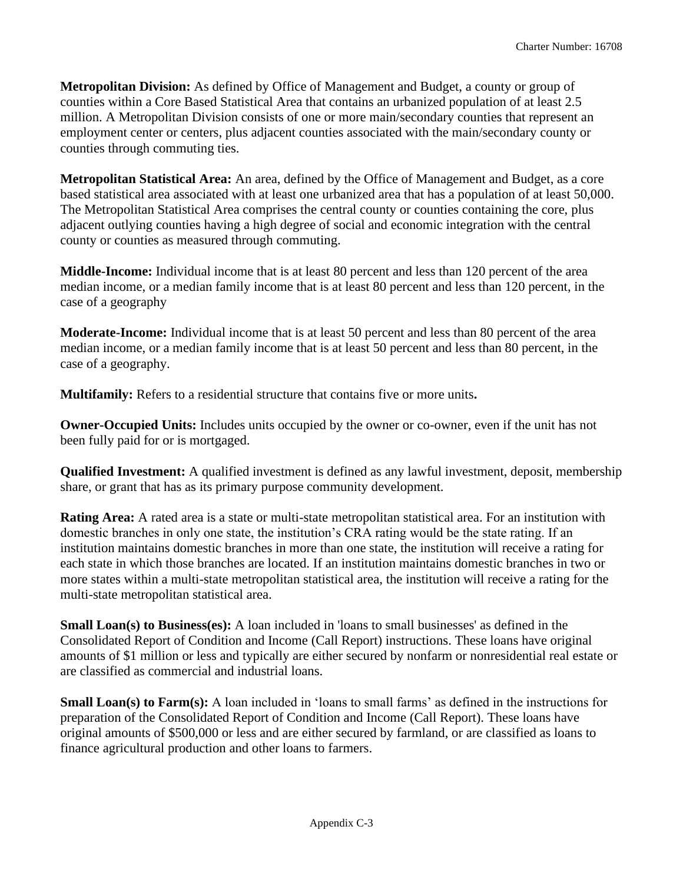**Metropolitan Division:** As defined by Office of Management and Budget, a county or group of counties within a Core Based Statistical Area that contains an urbanized population of at least 2.5 million. A Metropolitan Division consists of one or more main/secondary counties that represent an employment center or centers, plus adjacent counties associated with the main/secondary county or counties through commuting ties.

**Metropolitan Statistical Area:** An area, defined by the Office of Management and Budget, as a core based statistical area associated with at least one urbanized area that has a population of at least 50,000. The Metropolitan Statistical Area comprises the central county or counties containing the core, plus adjacent outlying counties having a high degree of social and economic integration with the central county or counties as measured through commuting.

**Middle-Income:** Individual income that is at least 80 percent and less than 120 percent of the area median income, or a median family income that is at least 80 percent and less than 120 percent, in the case of a geography

**Moderate-Income:** Individual income that is at least 50 percent and less than 80 percent of the area median income, or a median family income that is at least 50 percent and less than 80 percent, in the case of a geography.

**Multifamily:** Refers to a residential structure that contains five or more units**.**

**Owner-Occupied Units:** Includes units occupied by the owner or co-owner, even if the unit has not been fully paid for or is mortgaged.

**Qualified Investment:** A qualified investment is defined as any lawful investment, deposit, membership share, or grant that has as its primary purpose community development.

**Rating Area:** A rated area is a state or multi-state metropolitan statistical area. For an institution with domestic branches in only one state, the institution's CRA rating would be the state rating. If an institution maintains domestic branches in more than one state, the institution will receive a rating for each state in which those branches are located. If an institution maintains domestic branches in two or more states within a multi-state metropolitan statistical area, the institution will receive a rating for the multi-state metropolitan statistical area.

**Small Loan(s) to Business(es):** A loan included in 'loans to small businesses' as defined in the Consolidated Report of Condition and Income (Call Report) instructions. These loans have original amounts of $1 million or less and typically are either secured by nonfarm or nonresidential real estate or are classified as commercial and industrial loans.

**Small Loan(s) to Farm(s):** A loan included in 'loans to small farms' as defined in the instructions for preparation of the Consolidated Report of Condition and Income (Call Report). These loans have original amounts of $500,000 or less and are either secured by farmland, or are classified as loans to finance agricultural production and other loans to farmers.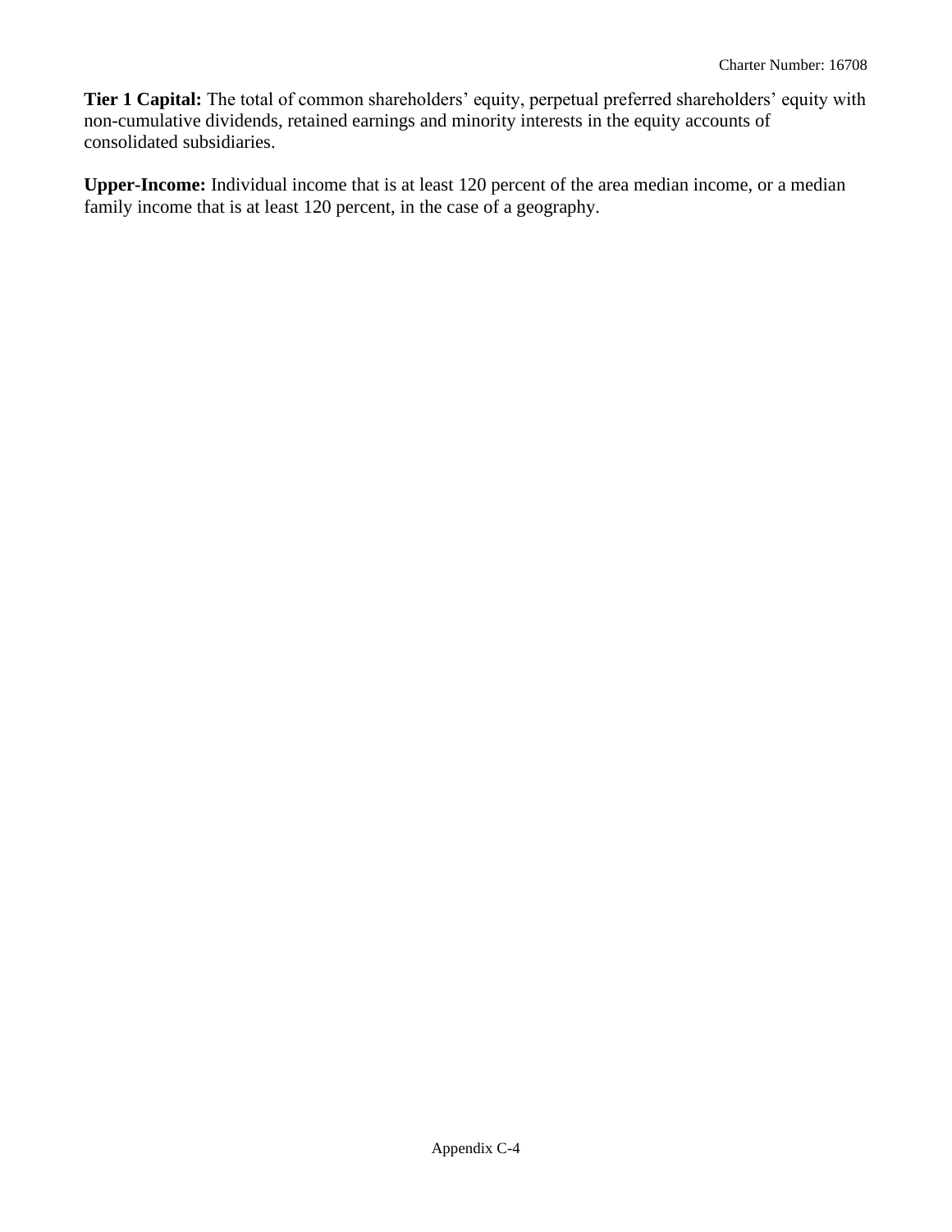**Tier 1 Capital:** The total of common shareholders' equity, perpetual preferred shareholders' equity with non-cumulative dividends, retained earnings and minority interests in the equity accounts of consolidated subsidiaries.

**Upper-Income:** Individual income that is at least 120 percent of the area median income, or a median family income that is at least 120 percent, in the case of a geography.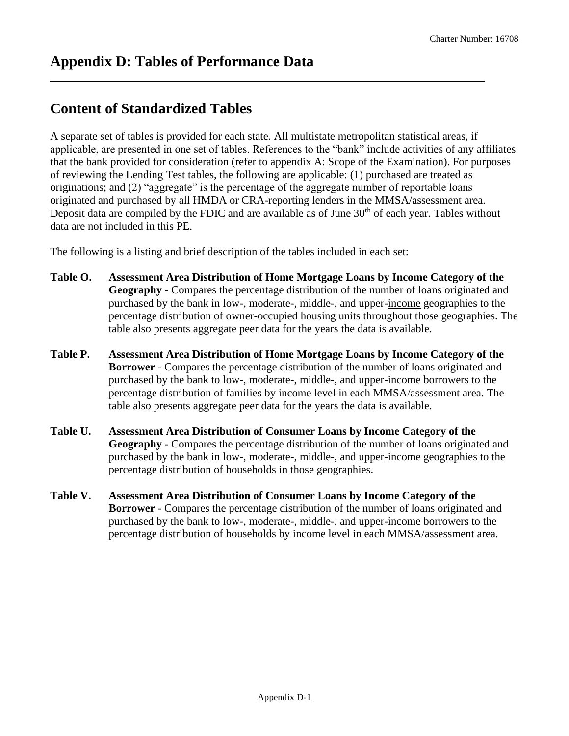# Appendix D: Tables of Performance Data

## Content of Standardized Tables

A separate set of tables is provided for each state. All multistate metropolitan statistical areas, if applicable, are presented in one set of tables. References to the "bank" include activities of any affiliates that the bank provided for consideration (refer to appendix A: Scope of the Examination). For purposes of reviewing the Lending Test tables, the following are applicable: (1) purchased are treated as originations; and (2) "aggregate" is the percentage of the aggregate number of reportable loans originated and purchased by all HMDA or CRA-reporting lenders in the MMSA/assessment area. Deposit data are compiled by the FDIC and are available as of June 30th of each year. Tables without data are not included in this PE.

The following is a listing and brief description of the tables included in each set:

**Table O. Assessment Area Distribution of Home Mortgage Loans by Income Category of the Geography** - Compares the percentage distribution of the number of loans originated and purchased by the bank in low-, moderate-, middle-, and upper-income geographies to the percentage distribution of owner-occupied housing units throughout those geographies. The table also presents aggregate peer data for the years the data is available.

**Table P. Assessment Area Distribution of Home Mortgage Loans by Income Category of the Borrower** - Compares the percentage distribution of the number of loans originated and purchased by the bank to low-, moderate-, middle-, and upper-income borrowers to the percentage distribution of families by income level in each MMSA/assessment area. The table also presents aggregate peer data for the years the data is available.

**Table U. Assessment Area Distribution of Consumer Loans by Income Category of the Geography** - Compares the percentage distribution of the number of loans originated and purchased by the bank in low-, moderate-, middle-, and upper-income geographies to the percentage distribution of households in those geographies.

**Table V. Assessment Area Distribution of Consumer Loans by Income Category of the Borrower** - Compares the percentage distribution of the number of loans originated and purchased by the bank to low-, moderate-, middle-, and upper-income borrowers to the percentage distribution of households by income level in each MMSA/assessment area.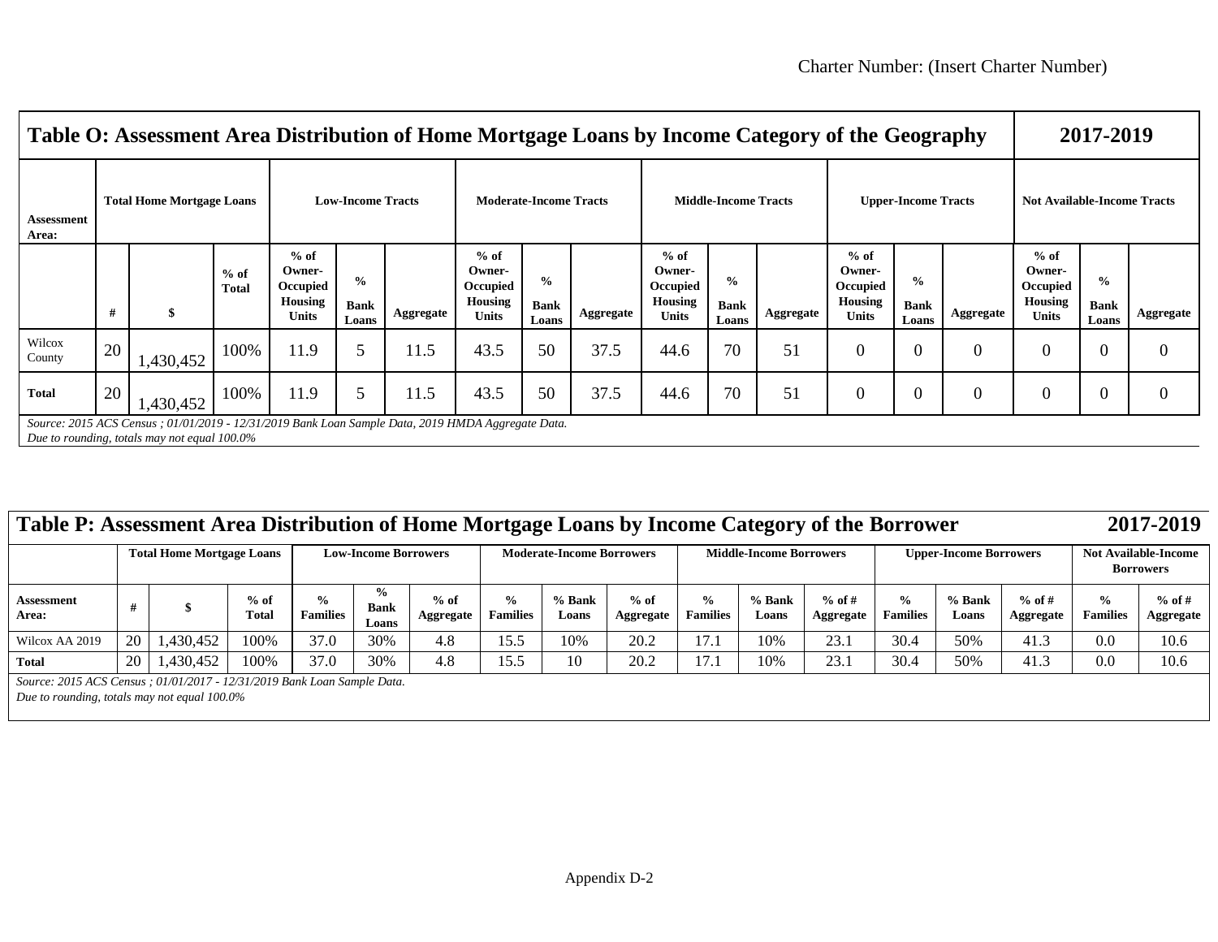## Table O: Assessment Area Distribution of Home Mortgage Loans by Income Category of the Geography — 2017-2019

| Assessment Area: | Total Home Mortgage Loans | | | Low-Income Tracts | | | Moderate-Income Tracts | | | Middle-Income Tracts | | | Upper-Income Tracts | | | Not Available-Income Tracts | | |
|---|---|---|---|---|---|---|---|---|---|---|---|---|---|---|---|---|---|---|
| | # | $ | % of Total | % of Owner-Occupied Housing Units | % Bank Loans | Aggregate | % of Owner-Occupied Housing Units | % Bank Loans | Aggregate | % of Owner-Occupied Housing Units | % Bank Loans | Aggregate | % of Owner-Occupied Housing Units | % Bank Loans | Aggregate | % of Owner-Occupied Housing Units | % Bank Loans | Aggregate |
| Wilcox County | 20 | 1,430,452 | 100% | 11.9 | 5 | 11.5 | 43.5 | 50 | 37.5 | 44.6 | 70 | 51 | 0 | 0 | 0 | 0 | 0 | 0 |
| **Total** | 20 | 1,430,452 | 100% | 11.9 | 5 | 11.5 | 43.5 | 50 | 37.5 | 44.6 | 70 | 51 | 0 | 0 | 0 | 0 | 0 | 0 |

*Source: 2015 ACS Census ; 01/01/2019 - 12/31/2019 Bank Loan Sample Data, 2019 HMDA Aggregate Data.*
*Due to rounding, totals may not equal 100.0%*

## Table P: Assessment Area Distribution of Home Mortgage Loans by Income Category of the Borrower — 2017-2019

| | Total Home Mortgage Loans | | | Low-Income Borrowers | | | Moderate-Income Borrowers | | | Middle-Income Borrowers | | | Upper-Income Borrowers | | | Not Available-Income Borrowers | |
|---|---|---|---|---|---|---|---|---|---|---|---|---|---|---|---|---|---|
| Assessment Area: | # | $ | % of Total | % Families | % Bank Loans | % of Aggregate | % Families | % Bank Loans | % of Aggregate | % Families | % Bank Loans | % of # Aggregate | % Families | % Bank Loans | % of # Aggregate | % Families | % of # Aggregate |
| Wilcox AA 2019 | 20 | 1,430,452 | 100% | 37.0 | 30% | 4.8 | 15.5 | 10% | 20.2 | 17.1 | 10% | 23.1 | 30.4 | 50% | 41.3 | 0.0 | 10.6 |
| **Total** | 20 | 1,430,452 | 100% | 37.0 | 30% | 4.8 | 15.5 | 10 | 20.2 | 17.1 | 10% | 23.1 | 30.4 | 50% | 41.3 | 0.0 | 10.6 |

*Source: 2015 ACS Census ; 01/01/2017 - 12/31/2019 Bank Loan Sample Data.*
*Due to rounding, totals may not equal 100.0%*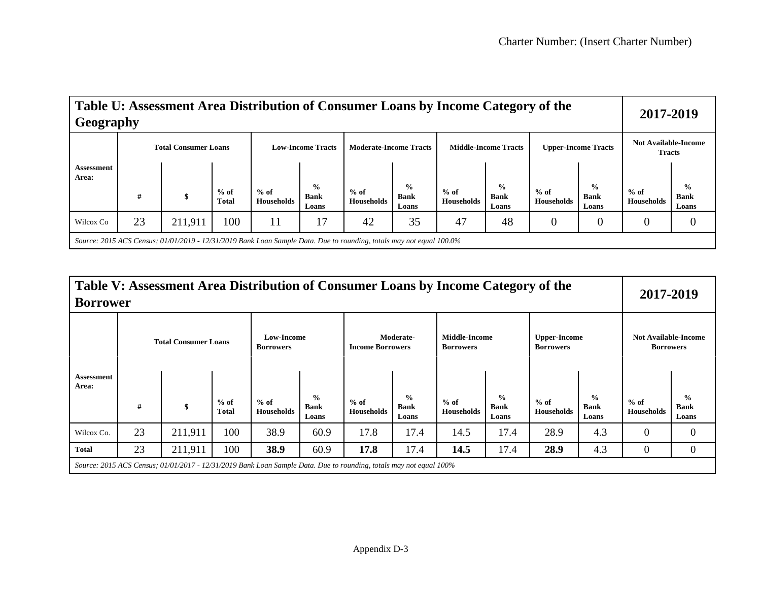| Table U: Assessment Area Distribution of Consumer Loans by Income Category of the Geography | | | | | | | | | | | | | 2017-2019 |
|---|---|---|---|---|---|---|---|---|---|---|---|---|---|
| | Total Consumer Loans | | | Low-Income Tracts | | Moderate-Income Tracts | | Middle-Income Tracts | | Upper-Income Tracts | | Not Available-Income Tracts | |
| Assessment Area: | # | $ | % of Total | % of Households | % Bank Loans | % of Households | % Bank Loans | % of Households | % Bank Loans | % of Households | % Bank Loans | % of Households | % Bank Loans |
| Wilcox Co | 23 | 211,911 | 100 | 11 | 17 | 42 | 35 | 47 | 48 | 0 | 0 | 0 | 0 |

*Source: 2015 ACS Census; 01/01/2019 - 12/31/2019 Bank Loan Sample Data. Due to rounding, totals may not equal 100.0%*

| Table V: Assessment Area Distribution of Consumer Loans by Income Category of the Borrower | | | | | | | | | | | | | 2017-2019 |
|---|---|---|---|---|---|---|---|---|---|---|---|---|---|
| | Total Consumer Loans | | | Low-Income Borrowers | | Moderate-Income Borrowers | | Middle-Income Borrowers | | Upper-Income Borrowers | | Not Available-Income Borrowers | |
| Assessment Area: | # | $ | % of Total | % of Households | % Bank Loans | % of Households | % Bank Loans | % of Households | % Bank Loans | % of Households | % Bank Loans | % of Households | % Bank Loans |
| Wilcox Co. | 23 | 211,911 | 100 | 38.9 | 60.9 | 17.8 | 17.4 | 14.5 | 17.4 | 28.9 | 4.3 | 0 | 0 |
| **Total** | 23 | 211,911 | 100 | **38.9** | 60.9 | **17.8** | 17.4 | **14.5** | 17.4 | **28.9** | 4.3 | 0 | 0 |

*Source: 2015 ACS Census; 01/01/2017 - 12/31/2019 Bank Loan Sample Data. Due to rounding, totals may not equal 100%*